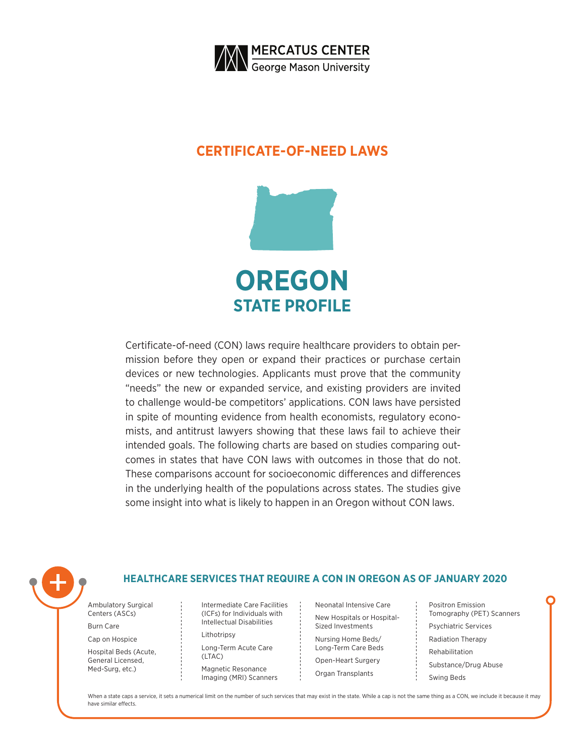MERCATUS CENTER
George Mason University

## CERTIFICATE-OF-NEED LAWS

# OREGON
## STATE PROFILE

Certificate-of-need (CON) laws require healthcare providers to obtain permission before they open or expand their practices or purchase certain devices or new technologies. Applicants must prove that the community "needs" the new or expanded service, and existing providers are invited to challenge would-be competitors' applications. CON laws have persisted in spite of mounting evidence from health economists, regulatory economists, and antitrust lawyers showing that these laws fail to achieve their intended goals. The following charts are based on studies comparing outcomes in states that have CON laws with outcomes in those that do not. These comparisons account for socioeconomic differences and differences in the underlying health of the populations across states. The studies give some insight into what is likely to happen in an Oregon without CON laws.

### HEALTHCARE SERVICES THAT REQUIRE A CON IN OREGON AS OF JANUARY 2020

- Ambulatory Surgical Centers (ASCs)
- Burn Care
- Cap on Hospice
- Hospital Beds (Acute, General Licensed, Med-Surg, etc.)
- Intermediate Care Facilities (ICFs) for Individuals with Intellectual Disabilities
- Lithotripsy
- Long-Term Acute Care (LTAC)
- Magnetic Resonance Imaging (MRI) Scanners
- Neonatal Intensive Care
- New Hospitals or Hospital-Sized Investments
- Nursing Home Beds/Long-Term Care Beds
- Open-Heart Surgery
- Organ Transplants
- Positron Emission Tomography (PET) Scanners
- Psychiatric Services
- Radiation Therapy
- Rehabilitation
- Substance/Drug Abuse
- Swing Beds

When a state caps a service, it sets a numerical limit on the number of such services that may exist in the state. While a cap is not the same thing as a CON, we include it because it may have similar effects.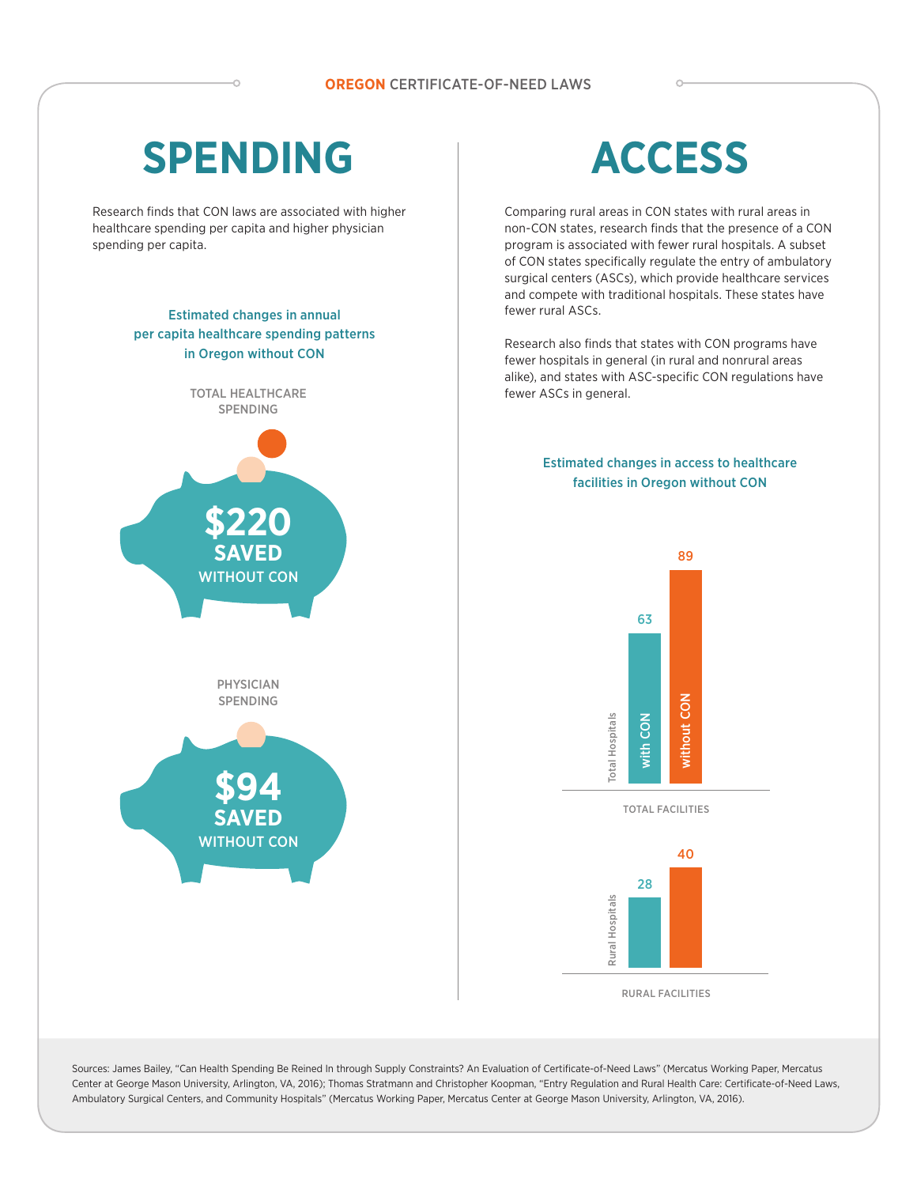**OREGON** CERTIFICATE-OF-NEED LAWS

# SPENDING

Research finds that CON laws are associated with higher healthcare spending per capita and higher physician spending per capita.

### Estimated changes in annual per capita healthcare spending patterns in Oregon without CON

TOTAL HEALTHCARE SPENDING

**$220 SAVED** WITHOUT CON

PHYSICIAN SPENDING

**$94 SAVED** WITHOUT CON

# ACCESS

Comparing rural areas in CON states with rural areas in non-CON states, research finds that the presence of a CON program is associated with fewer rural hospitals. A subset of CON states specifically regulate the entry of ambulatory surgical centers (ASCs), which provide healthcare services and compete with traditional hospitals. These states have fewer rural ASCs.

Research also finds that states with CON programs have fewer hospitals in general (in rural and nonrural areas alike), and states with ASC-specific CON regulations have fewer ASCs in general.

### Estimated changes in access to healthcare facilities in Oregon without CON

| | with CON | without CON |
|---|---|---|
| TOTAL FACILITIES: Total Hospitals | 63 | 89 |
| RURAL FACILITIES: Rural Hospitals | 28 | 40 |

Sources: James Bailey, "Can Health Spending Be Reined In through Supply Constraints? An Evaluation of Certificate-of-Need Laws" (Mercatus Working Paper, Mercatus Center at George Mason University, Arlington, VA, 2016); Thomas Stratmann and Christopher Koopman, "Entry Regulation and Rural Health Care: Certificate-of-Need Laws, Ambulatory Surgical Centers, and Community Hospitals" (Mercatus Working Paper, Mercatus Center at George Mason University, Arlington, VA, 2016).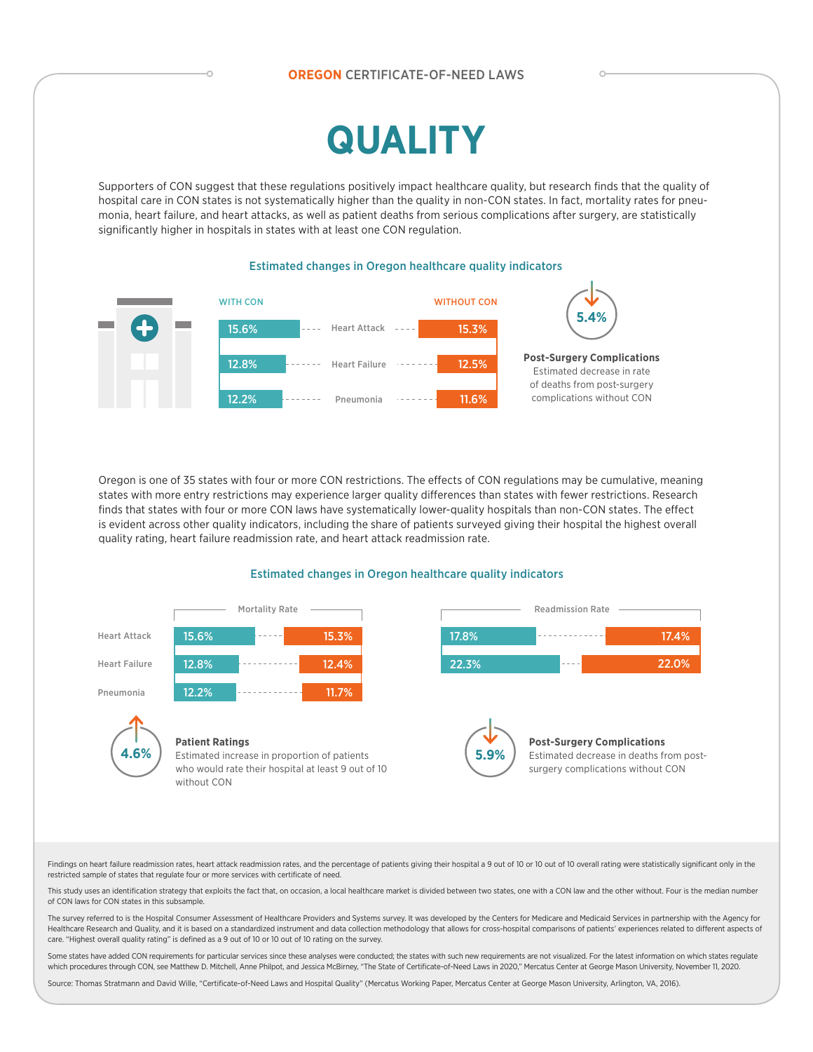**OREGON** CERTIFICATE-OF-NEED LAWS

# QUALITY

Supporters of CON suggest that these regulations positively impact healthcare quality, but research finds that the quality of hospital care in CON states is not systematically higher than the quality in non-CON states. In fact, mortality rates for pneumonia, heart failure, and heart attacks, as well as patient deaths from serious complications after surgery, are statistically significantly higher in hospitals in states with at least one CON regulation.

### Estimated changes in Oregon healthcare quality indicators

WITH CON
WITHOUT CON

Heart Attack: 15.6% / 15.3%
Heart Failure: 12.8% / 12.5%
Pneumonia: 12.2% / 11.6%

5.4%
**Post-Surgery Complications**
Estimated decrease in rate of deaths from post-surgery complications without CON

Oregon is one of 35 states with four or more CON restrictions. The effects of CON regulations may be cumulative, meaning states with more entry restrictions may experience larger quality differences than states with fewer restrictions. Research finds that states with four or more CON laws have systematically lower-quality hospitals than non-CON states. The effect is evident across other quality indicators, including the share of patients surveyed giving their hospital the highest overall quality rating, heart failure readmission rate, and heart attack readmission rate.

### Estimated changes in Oregon healthcare quality indicators

Mortality Rate

Heart Attack: 15.6% / 15.3%
Heart Failure: 12.8% / 12.4%
Pneumonia: 12.2% / 11.7%

Readmission Rate

17.8% / 17.4%
22.3% / 22.0%

4.6%
**Patient Ratings**
Estimated increase in proportion of patients who would rate their hospital at least 9 out of 10 without CON

5.9%
**Post-Surgery Complications**
Estimated decrease in deaths from post-surgery complications without CON

Findings on heart failure readmission rates, heart attack readmission rates, and the percentage of patients giving their hospital a 9 out of 10 or 10 out of 10 overall rating were statistically significant only in the restricted sample of states that regulate four or more services with certificate of need.

This study uses an identification strategy that exploits the fact that, on occasion, a local healthcare market is divided between two states, one with a CON law and the other without. Four is the median number of CON laws for CON states in this subsample.

The survey referred to is the Hospital Consumer Assessment of Healthcare Providers and Systems survey. It was developed by the Centers for Medicare and Medicaid Services in partnership with the Agency for Healthcare Research and Quality, and it is based on a standardized instrument and data collection methodology that allows for cross-hospital comparisons of patients' experiences related to different aspects of care. "Highest overall quality rating" is defined as a 9 out of 10 or 10 out of 10 rating on the survey.

Some states have added CON requirements for particular services since these analyses were conducted; the states with such new requirements are not visualized. For the latest information on which states regulate which procedures through CON, see Matthew D. Mitchell, Anne Philpot, and Jessica McBirney, "The State of Certificate-of-Need Laws in 2020," Mercatus Center at George Mason University, November 11, 2020.

Source: Thomas Stratmann and David Wille, "Certificate-of-Need Laws and Hospital Quality" (Mercatus Working Paper, Mercatus Center at George Mason University, Arlington, VA, 2016).